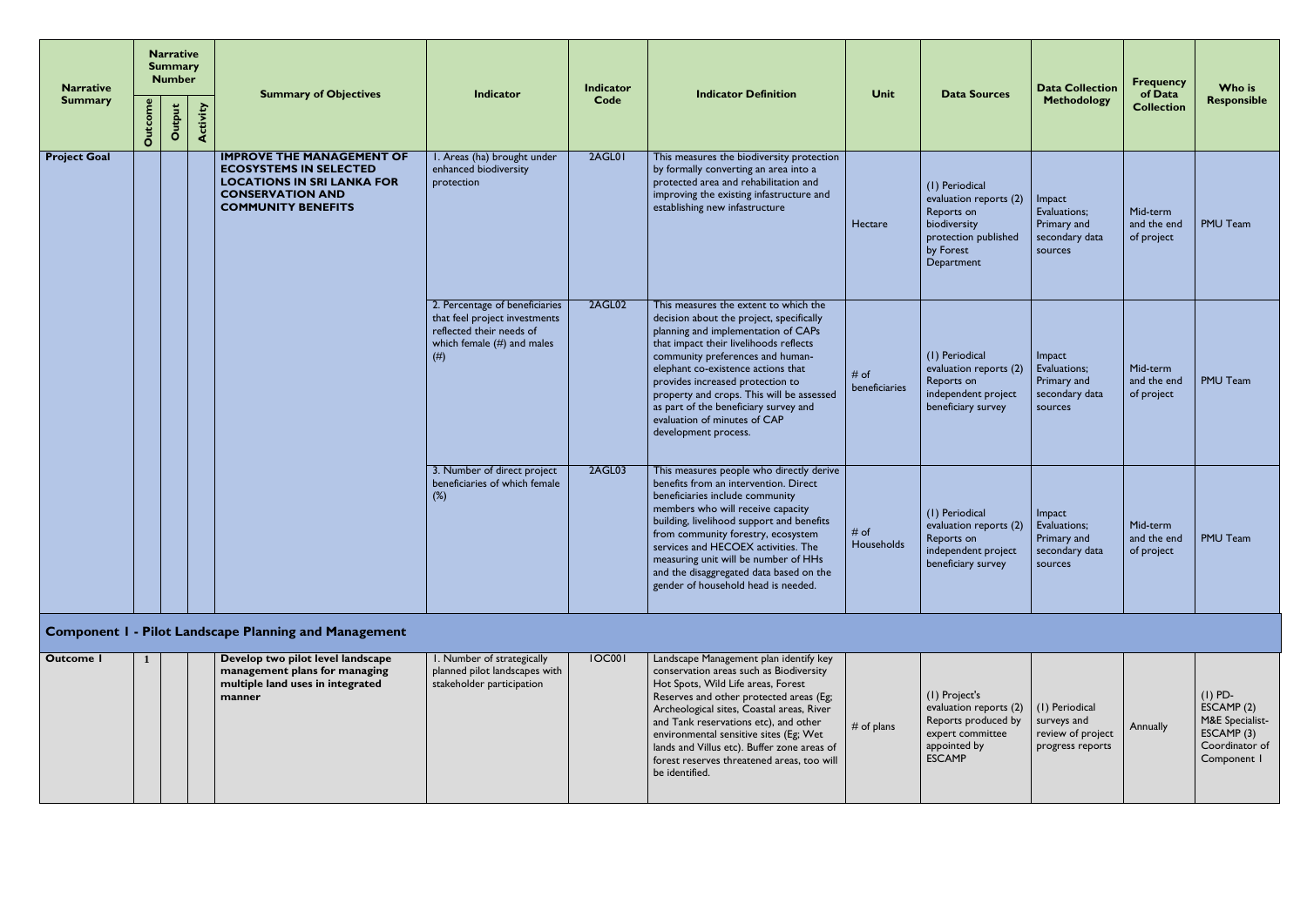| Narrative Summary | Narrative Summary Number | | | Summary of Objectives | Indicator | Indicator Code | Indicator Definition | Unit | Data Sources | Data Collection Methodology | Frequency of Data Collection | Who is Responsible |
|---|---|---|---|---|---|---|---|---|---|---|---|---|
| | Outcome | Output | Activity | | | | | | | | | |
| **Project Goal** | | | | **IMPROVE THE MANAGEMENT OF ECOSYSTEMS IN SELECTED LOCATIONS IN SRI LANKA FOR CONSERVATION AND COMMUNITY BENEFITS** | 1. Areas (ha) brought under enhanced biodiversity protection | 2AGL01 | This measures the biodiversity protection by formally converting an area into a protected area and rehabilitation and improving the existing infastructure and establishing new infastructure | Hectare | (1) Periodical evaluation reports (2) Reports on biodiversity protection published by Forest Department | Impact Evaluations; Primary and secondary data sources | Mid-term and the end of project | PMU Team |
| | | | | | 2. Percentage of beneficiaries that feel project investments reflected their needs of which female (#) and males (#) | 2AGL02 | This measures the extent to which the decision about the project, specifically planning and implementation of CAPs that impact their livelihoods reflects community preferences and human-elephant co-existence actions that provides increased protection to property and crops. This will be assessed as part of the beneficiary survey and evaluation of minutes of CAP development process. | # of beneficiaries | (1) Periodical evaluation reports (2) Reports on independent project beneficiary survey | Impact Evaluations; Primary and secondary data sources | Mid-term and the end of project | PMU Team |
| | | | | | 3. Number of direct project beneficiaries of which female (%) | 2AGL03 | This measures people who directly derive benefits from an intervention. Direct beneficiaries include community members who will receive capacity building, livelihood support and benefits from community forestry, ecosystem services and HECOEX activities. The measuring unit will be number of HHs and the disaggregated data based on the gender of household head is needed. | # of Households | (1) Periodical evaluation reports (2) Reports on independent project beneficiary survey | Impact Evaluations; Primary and secondary data sources | Mid-term and the end of project | PMU Team |
| **Component 1 - Pilot Landscape Planning and Management** | | | | | | | | | | | | |
| **Outcome 1** | 1 | | | **Develop two pilot level landscape management plans for managing multiple land uses in integrated manner** | 1. Number of strategically planned pilot landscapes with stakeholder participation | 1OC001 | Landscape Management plan identify key conservation areas such as Biodiversity Hot Spots, Wild Life areas, Forest Reserves and other protected areas (Eg; Archeological sites, Coastal areas, River and Tank reservations etc), and other environmental sensitive sites (Eg; Wet lands and Villus etc). Buffer zone areas of forest reserves threatened areas, too will be identified. | # of plans | (1) Project's evaluation reports (2) Reports produced by expert committee appointed by ESCAMP | (1) Periodical surveys and review of project progress reports | Annually | (1) PD-ESCAMP (2) M&E Specialist-ESCAMP (3) Coordinator of Component 1 |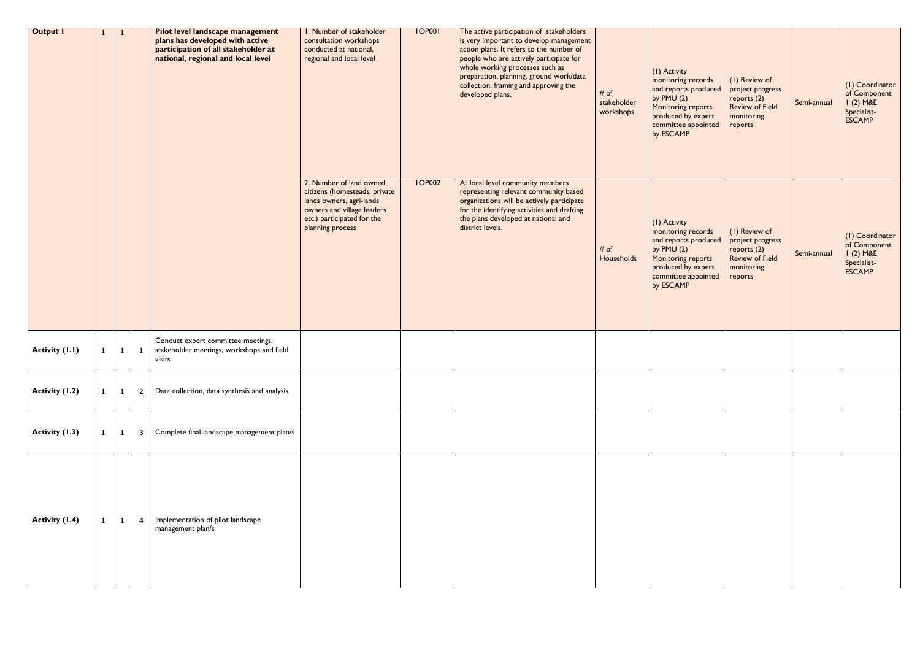| Output 1 | 1 | 1 | | Pilot level landscape management plans has developed with active participation of all stakeholder at national, regional and local level | 1. Number of stakeholder consultation workshops conducted at national, regional and local level | 1OP001 | The active participation of stakeholders is very important to develop management action plans. It refers to the number of people who are actively participate for whole working processes such as preparation, planning, ground work/data collection, framing and approving the developed plans. | # of stakeholder workshops | (1) Activity monitoring records and reports produced by PMU (2) Monitoring reports produced by expert committee appointed by ESCAMP | (1) Review of project progress reports (2) Review of Field monitoring reports | Semi-annual | (1) Coordinator of Component 1 (2) M&E Specialist-ESCAMP |
|---|---|---|---|---|---|---|---|---|---|---|---|---|
| | | | | | 2. Number of land owned citizens (homesteads, private lands owners, agri-lands owners and village leaders etc.) participated for the planning process | 1OP002 | At local level community members representing relevant community based organizations will be actively participate for the identifying activities and drafting the plans developed at national and district levels. | # of Households | (1) Activity monitoring records and reports produced by PMU (2) Monitoring reports produced by expert committee appointed by ESCAMP | (1) Review of project progress reports (2) Review of Field monitoring reports | Semi-annual | (1) Coordinator of Component 1 (2) M&E Specialist-ESCAMP |
| Activity (1.1) | 1 | 1 | 1 | Conduct expert committee meetings, stakeholder meetings, workshops and field visits | | | | | | | | |
| Activity (1.2) | 1 | 1 | 2 | Data collection, data synthesis and analysis | | | | | | | | |
| Activity (1.3) | 1 | 1 | 3 | Complete final landscape management plan/s | | | | | | | | |
| Activity (1.4) | 1 | 1 | 4 | Implementation of pilot landscape management plan/s | | | | | | | | |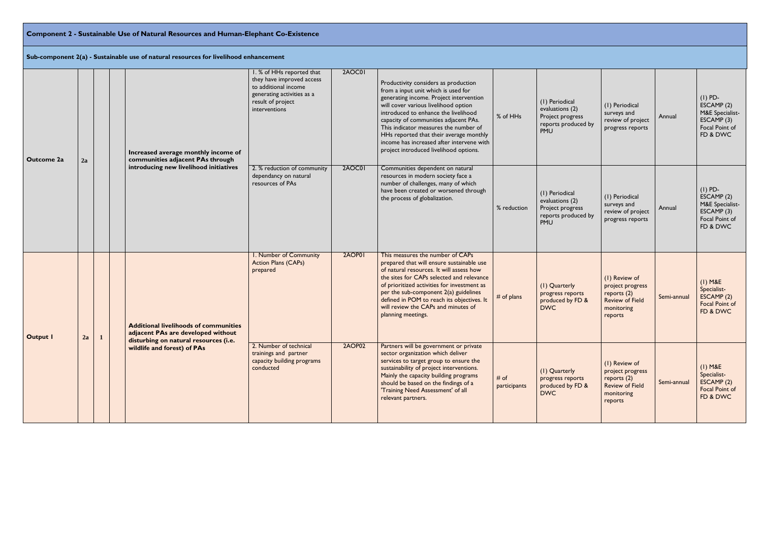**Component 2 - Sustainable Use of Natural Resources and Human-Elephant Co-Existence**

**Sub-component 2(a) - Sustainable use of natural resources for livelihood enhancement**

| | | | | | | | | | | | | |
|---|---|---|---|---|---|---|---|---|---|---|---|---|
| **Outcome 2a** | 2a | | | **Increased average monthly income of communities adjacent PAs through introducing new livelihood initiatives** | 1. % of HHs reported that they have improved access to additional income generating activities as a result of project interventions | 2AOC01 | Productivity considers as production from a input unit which is used for generating income. Project intervention will cover various livelihood option introduced to enhance the livelihood capacity of communities adjacent PAs. This indicator measures the number of HHs reported that their average monthly income has increased after intervene with project introduced livelihood options. | % of HHs | (1) Periodical evaluations (2) Project progress reports produced by PMU | (1) Periodical surveys and review of project progress reports | Annual | (1) PD-ESCAMP (2) M&E Specialist-ESCAMP (3) Focal Point of FD & DWC |
| | | | | | 2. % reduction of community dependancy on natural resources of PAs | 2AOC01 | Communities dependent on natural resources in modern society face a number of challenges, many of which have been created or worsened through the process of globalization. | % reduction | (1) Periodical evaluations (2) Project progress reports produced by PMU | (1) Periodical surveys and review of project progress reports | Annual | (1) PD-ESCAMP (2) M&E Specialist-ESCAMP (3) Focal Point of FD & DWC |
| **Output 1** | 2a | 1 | | **Additional livelihoods of communities adjacent PAs are developed without disturbing on natural resources (i.e. wildlife and forest) of PAs** | 1. Number of Community Action Plans (CAPs) prepared | 2AOP01 | This measures the number of CAPs prepared that will ensure sustainable use of natural resources. It will assess how the sites for CAPs selected and relevance of prioritized activities for investment as per the sub-component 2(a) guidelines defined in POM to reach its objectives. It will review the CAPs and minutes of planning meetings. | # of plans | (1) Quarterly progress reports produced by FD & DWC | (1) Review of project progress reports (2) Review of Field monitoring reports | Semi-annual | (1) M&E Specialist-ESCAMP (2) Focal Point of FD & DWC |
| | | | | | 2. Number of technical trainings and partner capacity building programs conducted | 2AOP02 | Partners will be government or private sector organization which deliver services to target group to ensure the sustainability of project interventions. Mainly the capacity building programs should be based on the findings of a 'Training Need Assessment' of all relevant partners. | # of participants | (1) Quarterly progress reports produced by FD & DWC | (1) Review of project progress reports (2) Review of Field monitoring reports | Semi-annual | (1) M&E Specialist-ESCAMP (2) Focal Point of FD & DWC |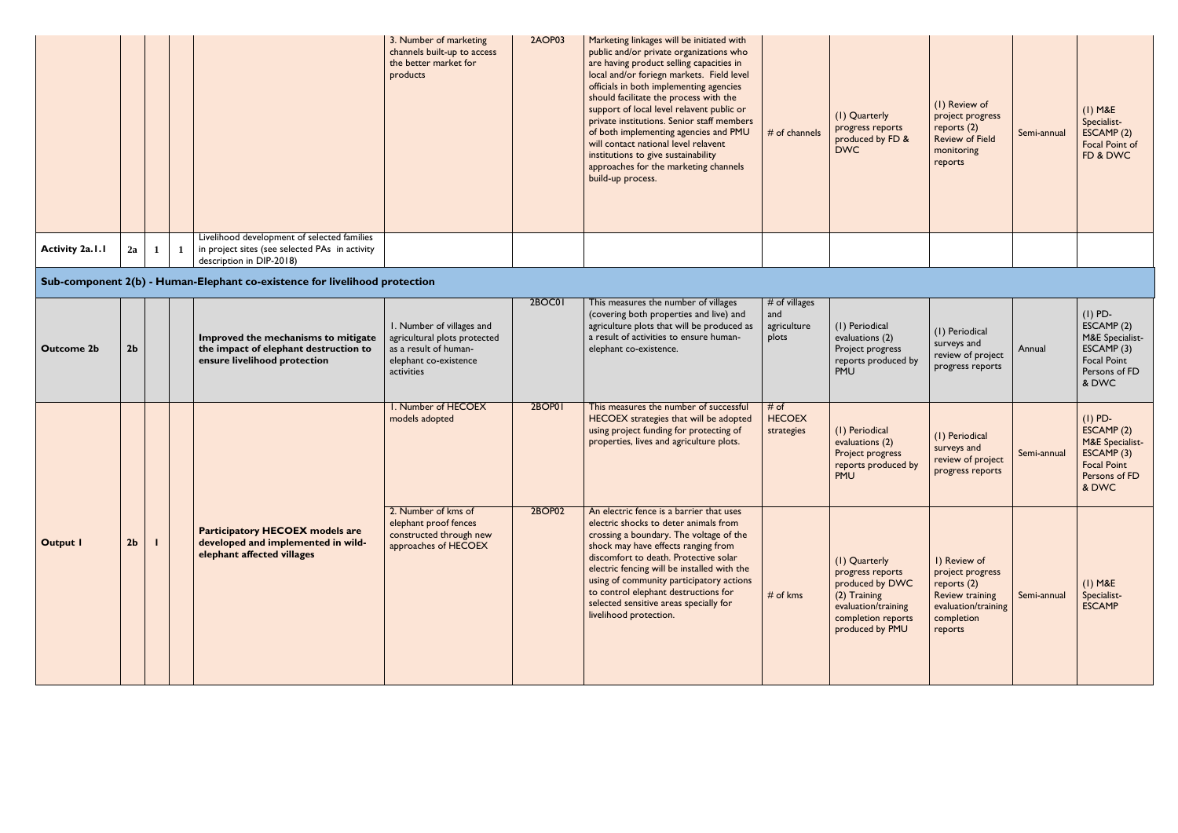| | | | | | | | | | | | |
|---|---|---|---|---|---|---|---|---|---|---|---|
| | | | | | 3. Number of marketing channels built-up to access the better market for products | 2AOP03 | Marketing linkages will be initiated with public and/or private organizations who are having product selling capacities in local and/or foriegn markets. Field level officials in both implementing agencies should facilitate the process with the support of local level relavent public or private institutions. Senior staff members of both implementing agencies and PMU will contact national level relavent institutions to give sustainability approaches for the marketing channels build-up process. | # of channels | (1) Quarterly progress reports produced by FD & DWC | (1) Review of project progress reports (2) Review of Field monitoring reports | Semi-annual | (1) M&E Specialist-ESCAMP (2) Focal Point of FD & DWC |
| **Activity 2a.1.1** | 2a | 1 | 1 | Livelihood development of selected families in project sites (see selected PAs in activity description in DIP-2018) | | | | | | | | |
| **Sub-component 2(b) - Human-Elephant co-existence for livelihood protection** | | | | | | | | | | | | |
| **Outcome 2b** | 2b | | | **Improved the mechanisms to mitigate the impact of elephant destruction to ensure livelihood protection** | 1. Number of villages and agricultural plots protected as a result of human-elephant co-existence activities | 2BOC01 | This measures the number of villages (covering both properties and live) and agriculture plots that will be produced as a result of activities to ensure human-elephant co-existence. | # of villages and agriculture plots | (1) Periodical evaluations (2) Project progress reports produced by PMU | (1) Periodical surveys and review of project progress reports | Annual | (1) PD-ESCAMP (2) M&E Specialist-ESCAMP (3) Focal Point Persons of FD & DWC |
| **Output 1** | 2b | 1 | | **Participatory HECOEX models are developed and implemented in wild-elephant affected villages** | 1. Number of HECOEX models adopted | 2BOP01 | This measures the number of successful HECOEX strategies that will be adopted using project funding for protecting of properties, lives and agriculture plots. | # of HECOEX strategies | (1) Periodical evaluations (2) Project progress reports produced by PMU | (1) Periodical surveys and review of project progress reports | Semi-annual | (1) PD-ESCAMP (2) M&E Specialist-ESCAMP (3) Focal Point Persons of FD & DWC |
| | | | | | 2. Number of kms of elephant proof fences constructed through new approaches of HECOEX | 2BOP02 | An electric fence is a barrier that uses electric shocks to deter animals from crossing a boundary. The voltage of the shock may have effects ranging from discomfort to death. Protective solar electric fencing will be installed with the using of community participatory actions to control elephant destructions for selected sensitive areas specially for livelihood protection. | # of kms | (1) Quarterly progress reports produced by DWC (2) Training evaluation/training completion reports produced by PMU | 1) Review of project progress reports (2) Review training evaluation/training completion reports | Semi-annual | (1) M&E Specialist-ESCAMP |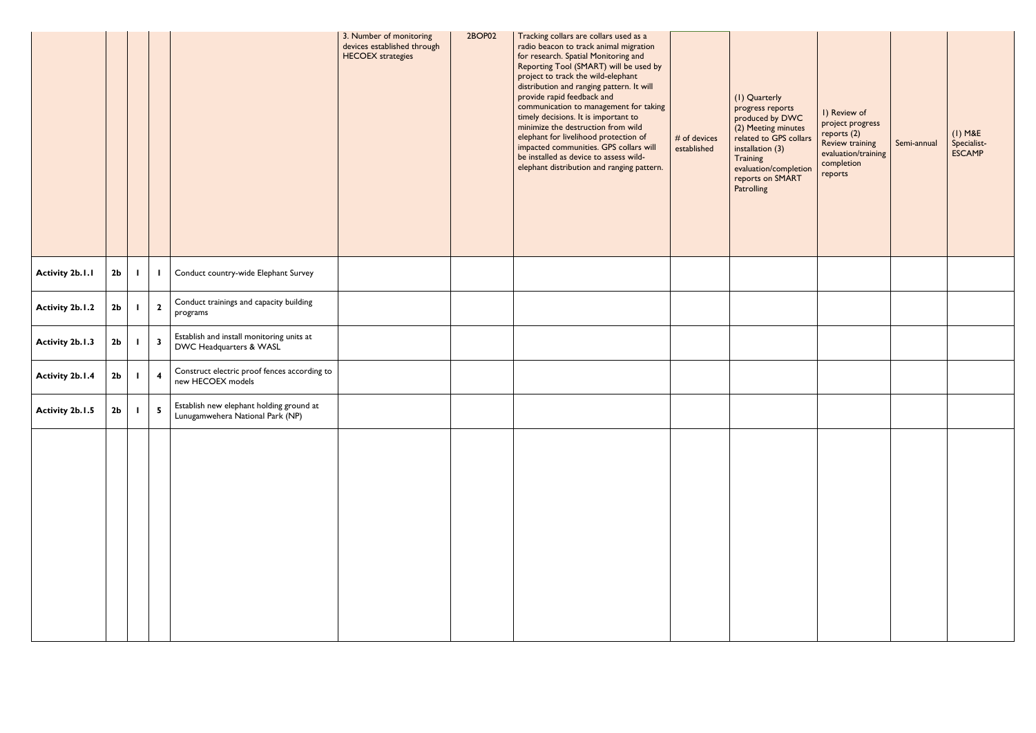| | | | | | | | | | | | | |
|---|---|---|---|---|---|---|---|---|---|---|---|---|
| | | | | | 3. Number of monitoring devices established through HECOEX strategies | 2BOP02 | Tracking collars are collars used as a radio beacon to track animal migration for research. Spatial Monitoring and Reporting Tool (SMART) will be used by project to track the wild-elephant distribution and ranging pattern. It will provide rapid feedback and communication to management for taking timely decisions. It is important to minimize the destruction from wild elephant for livelihood protection of impacted communities. GPS collars will be installed as device to assess wild-elephant distribution and ranging pattern. | # of devices established | (1) Quarterly progress reports produced by DWC (2) Meeting minutes related to GPS collars installation (3) Training evaluation/completion reports on SMART Patrolling | 1) Review of project progress reports (2) Review training evaluation/training completion reports | Semi-annual | (1) M&E Specialist-ESCAMP |
| **Activity 2b.1.1** | **2b** | **1** | **1** | Conduct country-wide Elephant Survey | | | | | | | | |
| **Activity 2b.1.2** | **2b** | **1** | **2** | Conduct trainings and capacity building programs | | | | | | | | |
| **Activity 2b.1.3** | **2b** | **1** | **3** | Establish and install monitoring units at DWC Headquarters & WASL | | | | | | | | |
| **Activity 2b.1.4** | **2b** | **1** | **4** | Construct electric proof fences according to new HECOEX models | | | | | | | | |
| **Activity 2b.1.5** | **2b** | **1** | **5** | Establish new elephant holding ground at Lunugamwehera National Park (NP) | | | | | | | | |
| | | | | | | | | | | | | |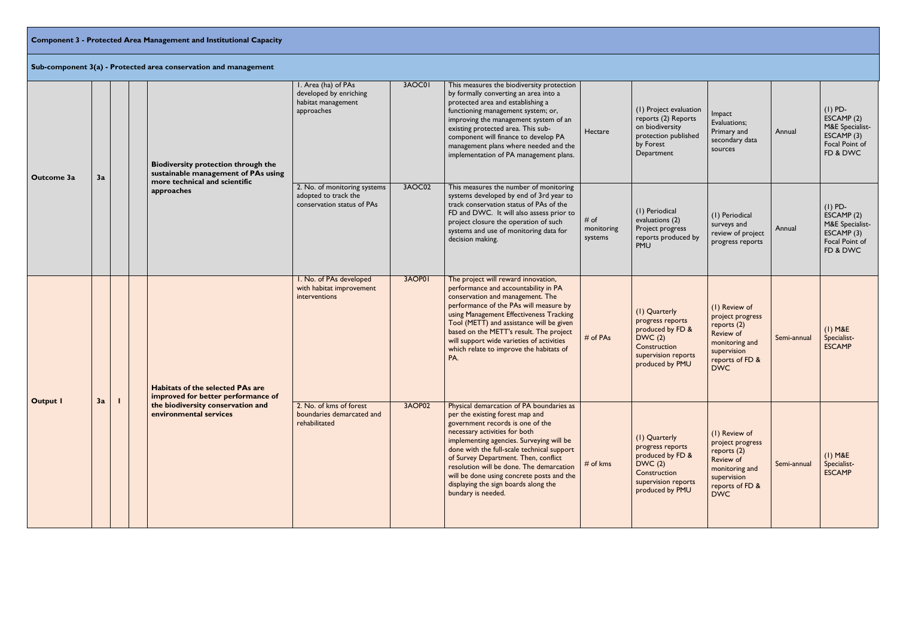| | | | | | | | | | | | |
|---|---|---|---|---|---|---|---|---|---|---|---|
| **Component 3 - Protected Area Management and Institutional Capacity** | | | | | | | | | | | |
| **Sub-component 3(a) - Protected area conservation and management** | | | | | | | | | | | |
| **Outcome 3a** | **3a** | | | **Biodiversity protection through the sustainable management of PAs using more technical and scientific approaches** | 1. Area (ha) of PAs developed by enriching habitat management approaches | 3AOC01 | This measures the biodiversity protection by formally converting an area into a protected area and establishing a functioning management system; or, improving the management system of an existing protected area. This sub-component will finance to develop PA management plans where needed and the implementation of PA management plans. | Hectare | (1) Project evaluation reports (2) Reports on biodiversity protection published by Forest Department | Impact Evaluations; Primary and secondary data sources | Annual | (1) PD-ESCAMP (2) M&E Specialist-ESCAMP (3) Focal Point of FD & DWC |
| | | | | | 2. No. of monitoring systems adopted to track the conservation status of PAs | 3AOC02 | This measures the number of monitoring systems developed by end of 3rd year to track conservation status of PAs of the FD and DWC. It will also assess prior to project closure the operation of such systems and use of monitoring data for decision making. | # of monitoring systems | (1) Periodical evaluations (2) Project progress reports produced by PMU | (1) Periodical surveys and review of project progress reports | Annual | (1) PD-ESCAMP (2) M&E Specialist-ESCAMP (3) Focal Point of FD & DWC |
| **Output 1** | **3a** | **1** | | **Habitats of the selected PAs are improved for better performance of the biodiversity conservation and environmental services** | 1. No. of PAs developed with habitat improvement interventions | 3AOP01 | The project will reward innovation, performance and accountability in PA conservation and management. The performance of the PAs will measure by using Management Effectiveness Tracking Tool (METT) and assistance will be given based on the METT's result. The project will support wide varieties of activities which relate to improve the habitats of PA. | # of PAs | (1) Quarterly progress reports produced by FD & DWC (2) Construction supervision reports produced by PMU | (1) Review of project progress reports (2) Review of monitoring and supervision reports of FD & DWC | Semi-annual | (1) M&E Specialist-ESCAMP |
| | | | | | 2. No. of kms of forest boundaries demarcated and rehabilitated | 3AOP02 | Physical demarcation of PA boundaries as per the existing forest map and government records is one of the necessary activities for both implementing agencies. Surveying will be done with the full-scale technical support of Survey Department. Then, conflict resolution will be done. The demarcation will be done using concrete posts and the displaying the sign boards along the bundary is needed. | # of kms | (1) Quarterly progress reports produced by FD & DWC (2) Construction supervision reports produced by PMU | (1) Review of project progress reports (2) Review of monitoring and supervision reports of FD & DWC | Semi-annual | (1) M&E Specialist-ESCAMP |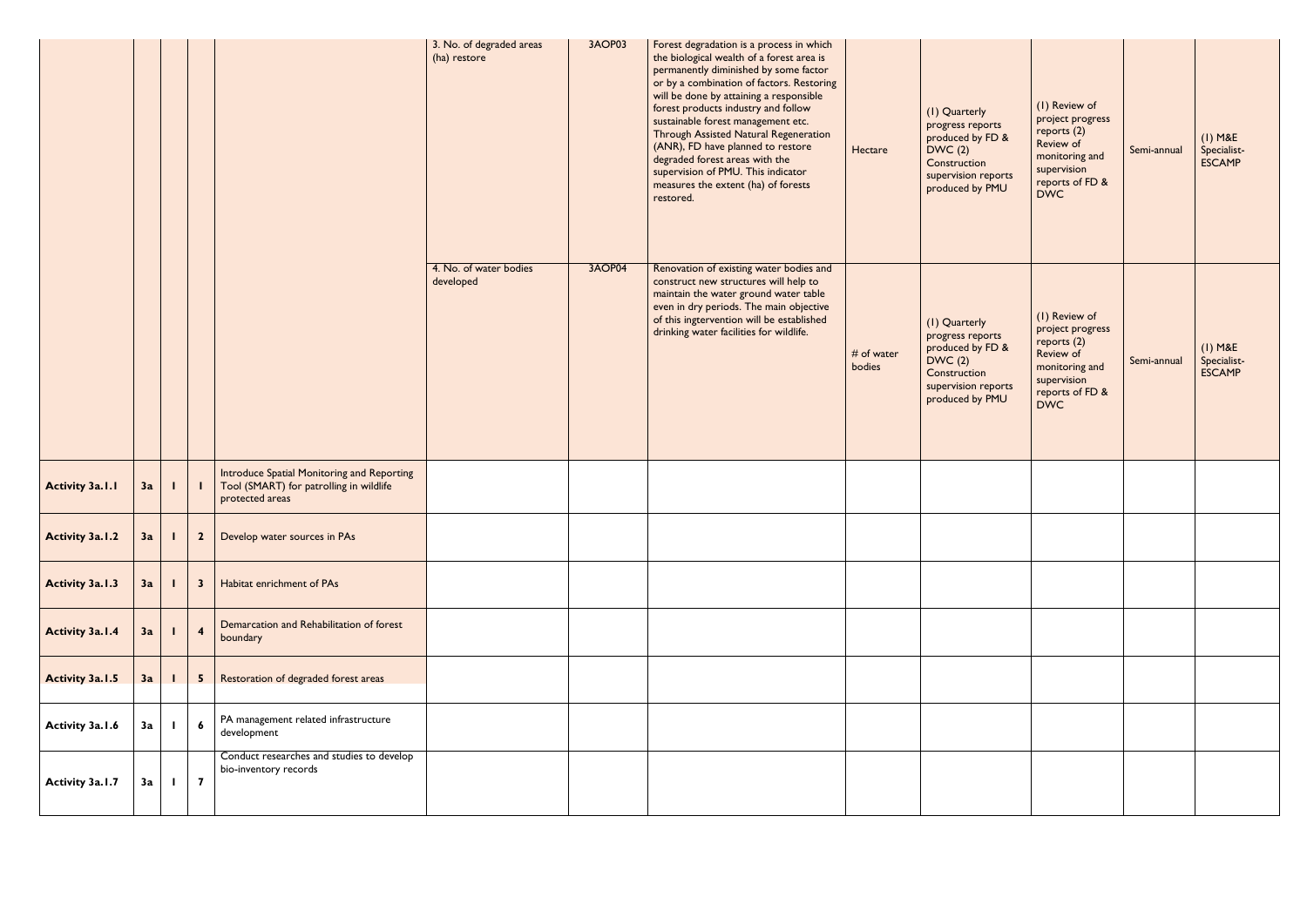| | | | | | | | | | | | | |
|---|---|---|---|---|---|---|---|---|---|---|---|---|
| | | | | | 3. No. of degraded areas (ha) restore | 3AOP03 | Forest degradation is a process in which the biological wealth of a forest area is permanently diminished by some factor or by a combination of factors. Restoring will be done by attaining a responsible forest products industry and follow sustainable forest management etc. Through Assisted Natural Regeneration (ANR), FD have planned to restore degraded forest areas with the supervision of PMU. This indicator measures the extent (ha) of forests restored. | Hectare | (1) Quarterly progress reports produced by FD & DWC (2) Construction supervision reports produced by PMU | (1) Review of project progress reports (2) Review of monitoring and supervision reports of FD & DWC | Semi-annual | (1) M&E Specialist-ESCAMP |
| | | | | | 4. No. of water bodies developed | 3AOP04 | Renovation of existing water bodies and construct new structures will help to maintain the water ground water table even in dry periods. The main objective of this ingtervention will be established drinking water facilities for wildlife. | # of water bodies | (1) Quarterly progress reports produced by FD & DWC (2) Construction supervision reports produced by PMU | (1) Review of project progress reports (2) Review of monitoring and supervision reports of FD & DWC | Semi-annual | (1) M&E Specialist-ESCAMP |
| **Activity 3a.1.1** | 3a | 1 | 1 | Introduce Spatial Monitoring and Reporting Tool (SMART) for patrolling in wildlife protected areas | | | | | | | | |
| **Activity 3a.1.2** | 3a | 1 | 2 | Develop water sources in PAs | | | | | | | | |
| **Activity 3a.1.3** | 3a | 1 | 3 | Habitat enrichment of PAs | | | | | | | | |
| **Activity 3a.1.4** | 3a | 1 | 4 | Demarcation and Rehabilitation of forest boundary | | | | | | | | |
| **Activity 3a.1.5** | 3a | 1 | 5 | Restoration of degraded forest areas | | | | | | | | |
| **Activity 3a.1.6** | 3a | 1 | 6 | PA management related infrastructure development | | | | | | | | |
| **Activity 3a.1.7** | 3a | 1 | 7 | Conduct researches and studies to develop bio-inventory records | | | | | | | | |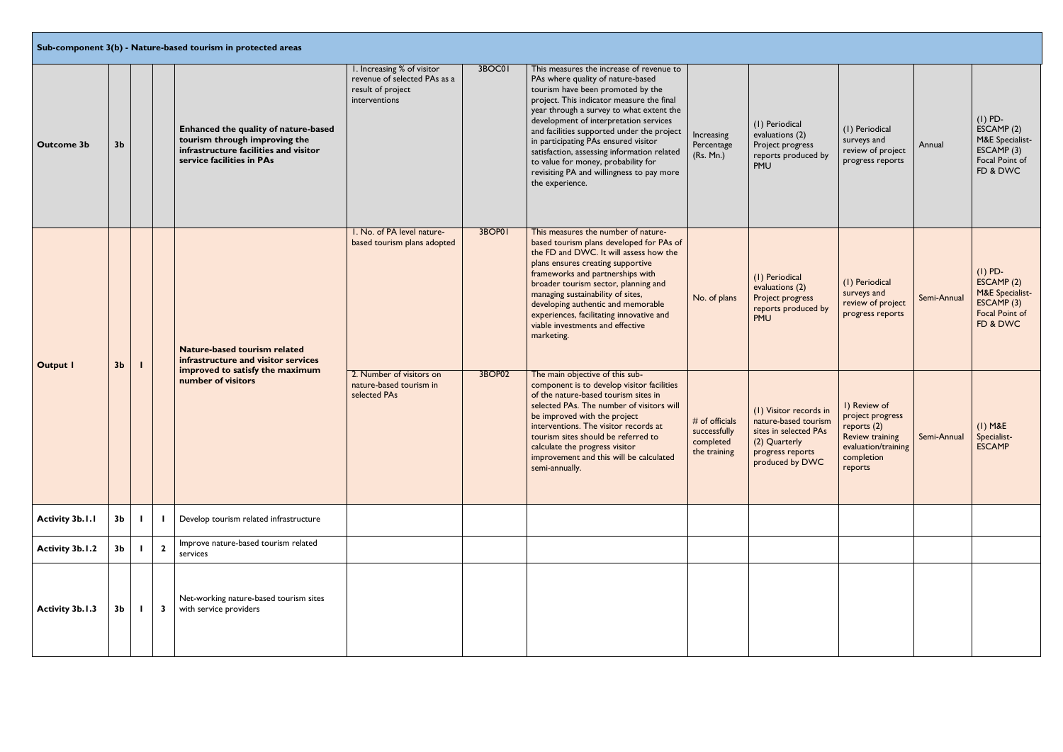| Sub-component 3(b) - Nature-based tourism in protected areas | | | | | | | | | | | | |
|---|---|---|---|---|---|---|---|---|---|---|---|---|
| **Outcome 3b** | **3b** | | | **Enhanced the quality of nature-based tourism through improving the infrastructure facilities and visitor service facilities in PAs** | 1. Increasing % of visitor revenue of selected PAs as a result of project interventions | 3BOC01 | This measures the increase of revenue to PAs where quality of nature-based tourism have been promoted by the project. This indicator measure the final year through a survey to what extent the development of interpretation services and facilities supported under the project in participating PAs ensured visitor satisfaction, assessing information related to value for money, probability for revisiting PA and willingness to pay more the experience. | Increasing Percentage (Rs. Mn.) | (1) Periodical evaluations (2) Project progress reports produced by PMU | (1) Periodical surveys and review of project progress reports | Annual | (1) PD-ESCAMP (2) M&E Specialist-ESCAMP (3) Focal Point of FD & DWC |
| **Output 1** | **3b** | **1** | | **Nature-based tourism related infrastructure and visitor services improved to satisfy the maximum number of visitors** | 1. No. of PA level nature-based tourism plans adopted | 3BOP01 | This measures the number of nature-based tourism plans developed for PAs of the FD and DWC. It will assess how the plans ensures creating supportive frameworks and partnerships with broader tourism sector, planning and managing sustainability of sites, developing authentic and memorable experiences, facilitating innovative and viable investments and effective marketing. | No. of plans | (1) Periodical evaluations (2) Project progress reports produced by PMU | (1) Periodical surveys and review of project progress reports | Semi-Annual | (1) PD-ESCAMP (2) M&E Specialist-ESCAMP (3) Focal Point of FD & DWC |
| | | | | | 2. Number of visitors on nature-based tourism in selected PAs | 3BOP02 | The main objective of this sub-component is to develop visitor facilities of the nature-based tourism sites in selected PAs. The number of visitors will be improved with the project interventions. The visitor records at tourism sites should be referred to calculate the progress visitor improvement and this will be calculated semi-annually. | # of officials successfully completed the training | (1) Visitor records in nature-based tourism sites in selected PAs (2) Quarterly progress reports produced by DWC | 1) Review of project progress reports (2) Review training evaluation/training completion reports | Semi-Annual | (1) M&E Specialist-ESCAMP |
| **Activity 3b.1.1** | **3b** | **1** | **1** | Develop tourism related infrastructure | | | | | | | | |
| **Activity 3b.1.2** | **3b** | **1** | **2** | Improve nature-based tourism related services | | | | | | | | |
| **Activity 3b.1.3** | **3b** | **1** | **3** | Net-working nature-based tourism sites with service providers | | | | | | | | |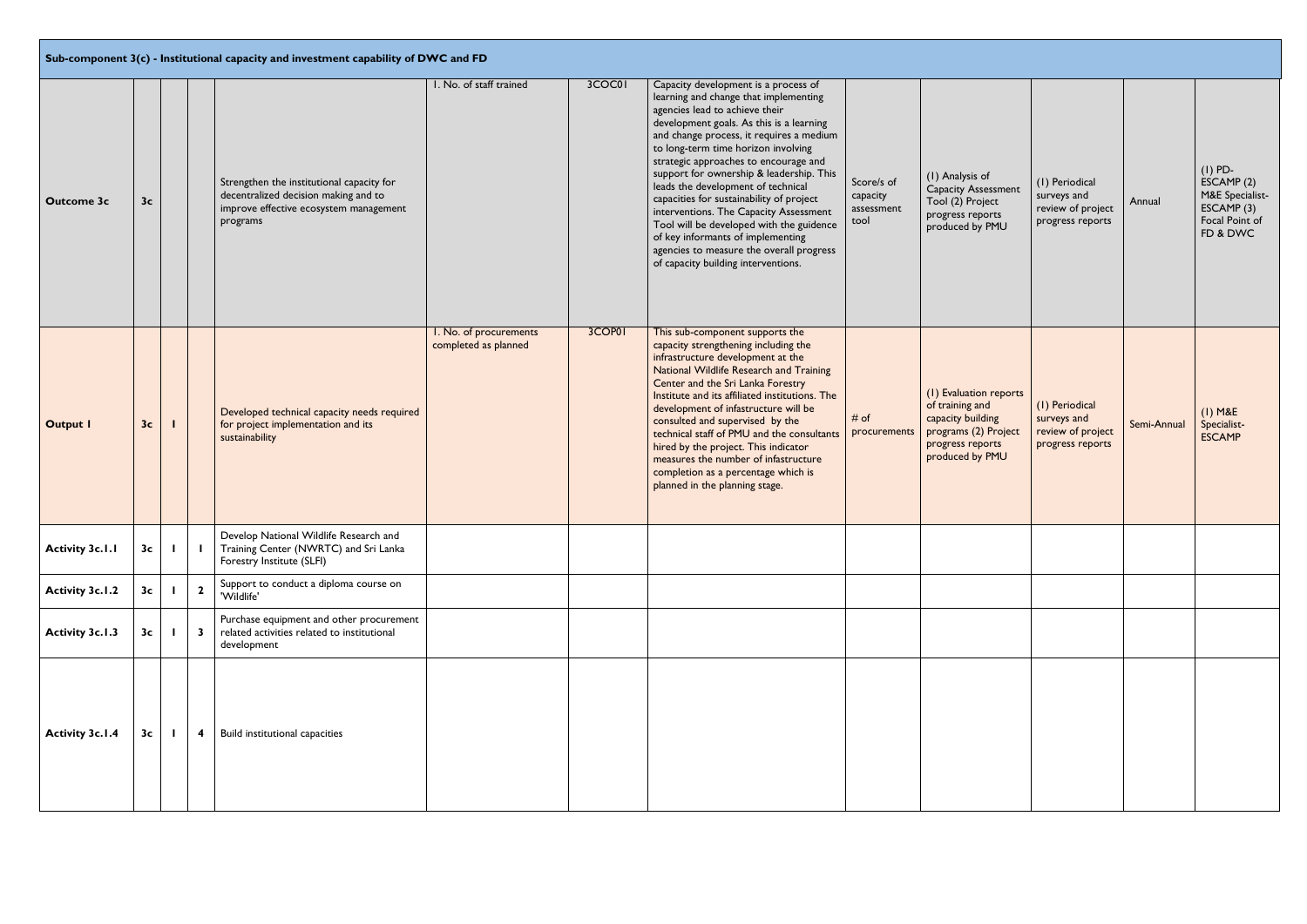| Sub-component 3(c) - Institutional capacity and investment capability of DWC and FD | | | | | | | | | | | | |
|---|---|---|---|---|---|---|---|---|---|---|---|---|
| **Outcome 3c** | **3c** | | | Strengthen the institutional capacity for decentralized decision making and to improve effective ecosystem management programs | 1. No. of staff trained | 3COC01 | Capacity development is a process of learning and change that implementing agencies lead to achieve their development goals. As this is a learning and change process, it requires a medium to long-term time horizon involving strategic approaches to encourage and support for ownership & leadership. This leads the development of technical capacities for sustainability of project interventions. The Capacity Assessment Tool will be developed with the guidence of key informants of implementing agencies to measure the overall progress of capacity building interventions. | Score/s of capacity assessment tool | (1) Analysis of Capacity Assessment Tool (2) Project progress reports produced by PMU | (1) Periodical surveys and review of project progress reports | Annual | (1) PD-ESCAMP (2) M&E Specialist-ESCAMP (3) Focal Point of FD & DWC |
| **Output 1** | **3c** | **1** | | Developed technical capacity needs required for project implementation and its sustainability | 1. No. of procurements completed as planned | 3COP01 | This sub-component supports the capacity strengthening including the infrastructure development at the National Wildlife Research and Training Center and the Sri Lanka Forestry Institute and its affiliated institutions. The development of infastructure will be consulted and supervised by the technical staff of PMU and the consultants hired by the project. This indicator measures the number of infastructure completion as a percentage which is planned in the planning stage. | # of procurements | (1) Evaluation reports of training and capacity building programs (2) Project progress reports produced by PMU | (1) Periodical surveys and review of project progress reports | Semi-Annual | (1) M&E Specialist-ESCAMP |
| **Activity 3c.1.1** | **3c** | **1** | **1** | Develop National Wildlife Research and Training Center (NWRTC) and Sri Lanka Forestry Institute (SLFI) | | | | | | | | |
| **Activity 3c.1.2** | **3c** | **1** | **2** | Support to conduct a diploma course on 'Wildlife' | | | | | | | | |
| **Activity 3c.1.3** | **3c** | **1** | **3** | Purchase equipment and other procurement related activities related to institutional development | | | | | | | | |
| **Activity 3c.1.4** | **3c** | **1** | **4** | Build institutional capacities | | | | | | | | |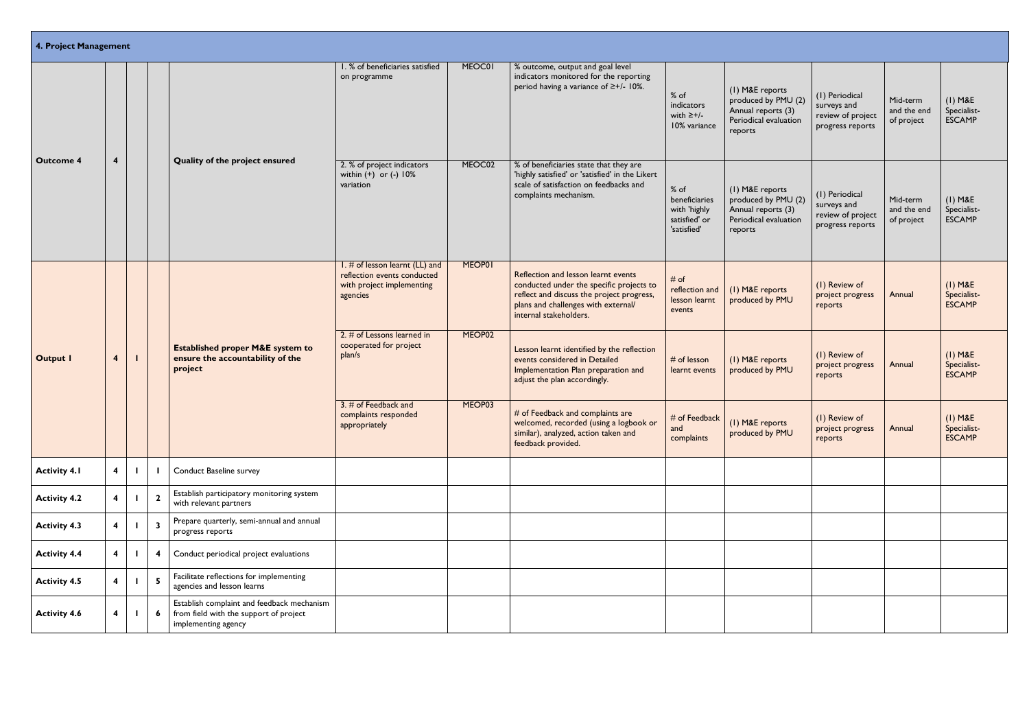| 4. Project Management | | | | | | | | | | | | |
|---|---|---|---|---|---|---|---|---|---|---|---|---|
| Outcome 4 | 4 | | | Quality of the project ensured | 1. % of beneficiaries satisfied on programme | MEOC01 | % outcome, output and goal level indicators monitored for the reporting period having a variance of ≥+/- 10%. | % of indicators with ≥+/- 10% variance | (1) M&E reports produced by PMU (2) Annual reports (3) Periodical evaluation reports | (1) Periodical surveys and review of project progress reports | Mid-term and the end of project | (1) M&E Specialist-ESCAMP |
| | | | | | 2. % of project indicators within (+) or (-) 10% variation | MEOC02 | % of beneficiaries state that they are 'highly satisfied' or 'satisfied' in the Likert scale of satisfaction on feedbacks and complaints mechanism. | % of beneficiaries with 'highly satisfied' or 'satisfied' | (1) M&E reports produced by PMU (2) Annual reports (3) Periodical evaluation reports | (1) Periodical surveys and review of project progress reports | Mid-term and the end of project | (1) M&E Specialist-ESCAMP |
| Output 1 | 4 | 1 | | Established proper M&E system to ensure the accountability of the project | 1. # of lesson learnt (LL) and reflection events conducted with project implementing agencies | MEOP01 | Reflection and lesson learnt events conducted under the specific projects to reflect and discuss the project progress, plans and challenges with external/ internal stakeholders. | # of reflection and lesson learnt events | (1) M&E reports produced by PMU | (1) Review of project progress reports | Annual | (1) M&E Specialist-ESCAMP |
| | | | | | 2. # of Lessons learned in cooperated for project plan/s | MEOP02 | Lesson learnt identified by the reflection events considered in Detailed Implementation Plan preparation and adjust the plan accordingly. | # of lesson learnt events | (1) M&E reports produced by PMU | (1) Review of project progress reports | Annual | (1) M&E Specialist-ESCAMP |
| | | | | | 3. # of Feedback and complaints responded appropriately | MEOP03 | # of Feedback and complaints are welcomed, recorded (using a logbook or similar), analyzed, action taken and feedback provided. | # of Feedback and complaints | (1) M&E reports produced by PMU | (1) Review of project progress reports | Annual | (1) M&E Specialist-ESCAMP |
| Activity 4.1 | 4 | 1 | 1 | Conduct Baseline survey | | | | | | | | |
| Activity 4.2 | 4 | 1 | 2 | Establish participatory monitoring system with relevant partners | | | | | | | | |
| Activity 4.3 | 4 | 1 | 3 | Prepare quarterly, semi-annual and annual progress reports | | | | | | | | |
| Activity 4.4 | 4 | 1 | 4 | Conduct periodical project evaluations | | | | | | | | |
| Activity 4.5 | 4 | 1 | 5 | Facilitate reflections for implementing agencies and lesson learns | | | | | | | | |
| Activity 4.6 | 4 | 1 | 6 | Establish complaint and feedback mechanism from field with the support of project implementing agency | | | | | | | | |